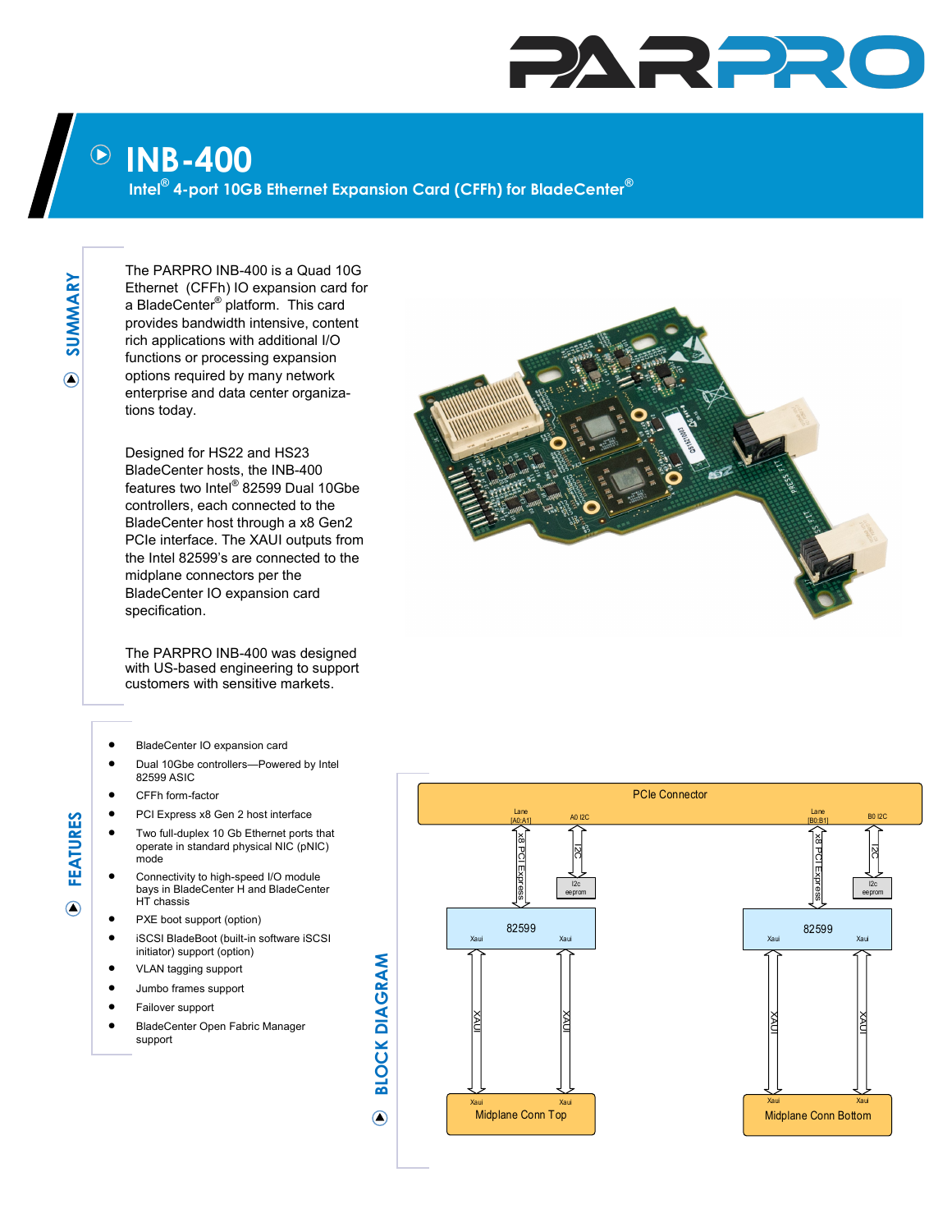# INB-400

## Intel® 4-port 10GB Ethernet Expansion Card (CFFh) for BladeCenter®

## SUMMARY

The PARPRO INB-400 is a Quad 10G Ethernet (CFFh) IO expansion card for a BladeCenter® platform. This card provides bandwidth intensive, content rich applications with additional I/O functions or processing expansion options required by many network enterprise and data center organizations today.

Designed for HS22 and HS23 BladeCenter hosts, the INB-400 features two Intel® 82599 Dual 10Gbe controllers, each connected to the BladeCenter host through a x8 Gen2 PCIe interface. The XAUI outputs from the Intel 82599's are connected to the midplane connectors per the BladeCenter IO expansion card specification.

The PARPRO INB-400 was designed with US-based engineering to support customers with sensitive markets.

## FEATURES

- BladeCenter IO expansion card
- Dual 10Gbe controllers—Powered by Intel 82599 ASIC
- CFFh form-factor
- PCI Express x8 Gen 2 host interface
- Two full-duplex 10 Gb Ethernet ports that operate in standard physical NIC (pNIC) mode
- Connectivity to high-speed I/O module bays in BladeCenter H and BladeCenter HT chassis
- PXE boot support (option)
- iSCSI BladeBoot (built-in software iSCSI initiator) support (option)
- VLAN tagging support
- Jumbo frames support
- Failover support
- BladeCenter Open Fabric Manager support

## BLOCK DIAGRAM

PCIe Connector

Lane [A0:A1] — x8 PCI Express — 82599 (Xaui, Xaui) — XAUI, XAUI — Midplane Conn Top (Xaui, Xaui)

A0 I2C — I2C — I2c eeprom

Lane [B0:B1] — x8 PCI Express — 82599 (Xaui, Xaui) — XAUI, XAUI — Midplane Conn Bottom (Xaui, Xaui)

B0 I2C — I2C — I2c eeprom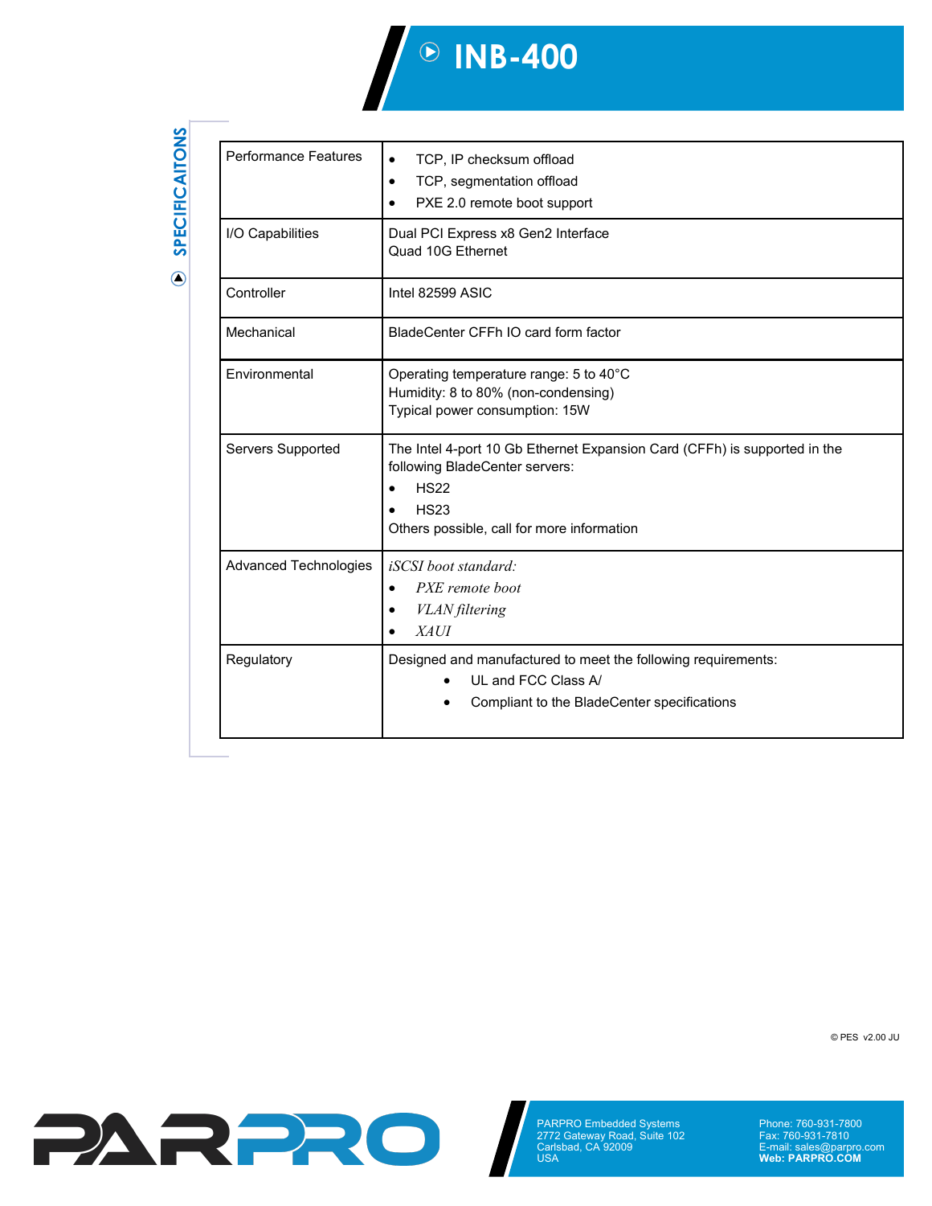# INB-400

## SPECIFICAITONS

| | |
|---|---|
| Performance Features | • TCP, IP checksum offload<br>• TCP, segmentation offload<br>• PXE 2.0 remote boot support |
| I/O Capabilities | Dual PCI Express x8 Gen2 Interface<br>Quad 10G Ethernet |
| Controller | Intel 82599 ASIC |
| Mechanical | BladeCenter CFFh IO card form factor |
| Environmental | Operating temperature range: 5 to 40°C<br>Humidity: 8 to 80% (non-condensing)<br>Typical power consumption: 15W |
| Servers Supported | The Intel 4-port 10 Gb Ethernet Expansion Card (CFFh) is supported in the following BladeCenter servers:<br>• HS22<br>• HS23<br>Others possible, call for more information |
| Advanced Technologies | *iSCSI boot standard:*<br>• *PXE remote boot*<br>• *VLAN filtering*<br>• *XAUI* |
| Regulatory | Designed and manufactured to meet the following requirements:<br>• UL and FCC Class A/<br>• Compliant to the BladeCenter specifications |

© PES v2.00 JU

PARPRO

PARPRO Embedded Systems
2772 Gateway Road, Suite 102
Carlsbad, CA 92009
USA

Phone: 760-931-7800
Fax: 760-931-7810
E-mail: sales@parpro.com
**Web: PARPRO.COM**